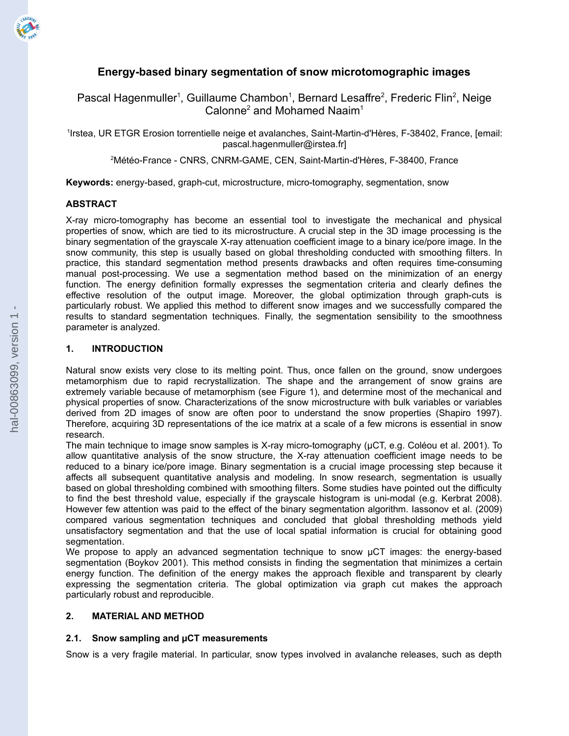# Energy-based binary segmentation of snow microtomographic images

Pascal Hagenmuller[1], Guillaume Chambon[1], Bernard Lesaffre[2], Frederic Flin[2], Neige Calonne[2] and Mohamed Naaim[1]

[1]Irstea, UR ETGR Erosion torrentielle neige et avalanches, Saint-Martin-d'Hères, F-38402, France, [email: pascal.hagenmuller@irstea.fr]

[2]Météo-France - CNRS, CNRM-GAME, CEN, Saint-Martin-d'Hères, F-38400, France

**Keywords:** energy-based, graph-cut, microstructure, micro-tomography, segmentation, snow

## ABSTRACT

X-ray micro-tomography has become an essential tool to investigate the mechanical and physical properties of snow, which are tied to its microstructure. A crucial step in the 3D image processing is the binary segmentation of the grayscale X-ray attenuation coefficient image to a binary ice/pore image. In the snow community, this step is usually based on global thresholding conducted with smoothing filters. In practice, this standard segmentation method presents drawbacks and often requires time-consuming manual post-processing. We use a segmentation method based on the minimization of an energy function. The energy definition formally expresses the segmentation criteria and clearly defines the effective resolution of the output image. Moreover, the global optimization through graph-cuts is particularly robust. We applied this method to different snow images and we successfully compared the results to standard segmentation techniques. Finally, the segmentation sensibility to the smoothness parameter is analyzed.

## 1. INTRODUCTION

Natural snow exists very close to its melting point. Thus, once fallen on the ground, snow undergoes metamorphism due to rapid recrystallization. The shape and the arrangement of snow grains are extremely variable because of metamorphism (see Figure 1), and determine most of the mechanical and physical properties of snow. Characterizations of the snow microstructure with bulk variables or variables derived from 2D images of snow are often poor to understand the snow properties (Shapiro 1997). Therefore, acquiring 3D representations of the ice matrix at a scale of a few microns is essential in snow research.

The main technique to image snow samples is X-ray micro-tomography (µCT, e.g. Coléou et al. 2001). To allow quantitative analysis of the snow structure, the X-ray attenuation coefficient image needs to be reduced to a binary ice/pore image. Binary segmentation is a crucial image processing step because it affects all subsequent quantitative analysis and modeling. In snow research, segmentation is usually based on global thresholding combined with smoothing filters. Some studies have pointed out the difficulty to find the best threshold value, especially if the grayscale histogram is uni-modal (e.g. Kerbrat 2008). However few attention was paid to the effect of the binary segmentation algorithm. Iassonov et al. (2009) compared various segmentation techniques and concluded that global thresholding methods yield unsatisfactory segmentation and that the use of local spatial information is crucial for obtaining good segmentation.

We propose to apply an advanced segmentation technique to snow µCT images: the energy-based segmentation (Boykov 2001). This method consists in finding the segmentation that minimizes a certain energy function. The definition of the energy makes the approach flexible and transparent by clearly expressing the segmentation criteria. The global optimization via graph cut makes the approach particularly robust and reproducible.

## 2. MATERIAL AND METHOD

### 2.1. Snow sampling and µCT measurements

Snow is a very fragile material. In particular, snow types involved in avalanche releases, such as depth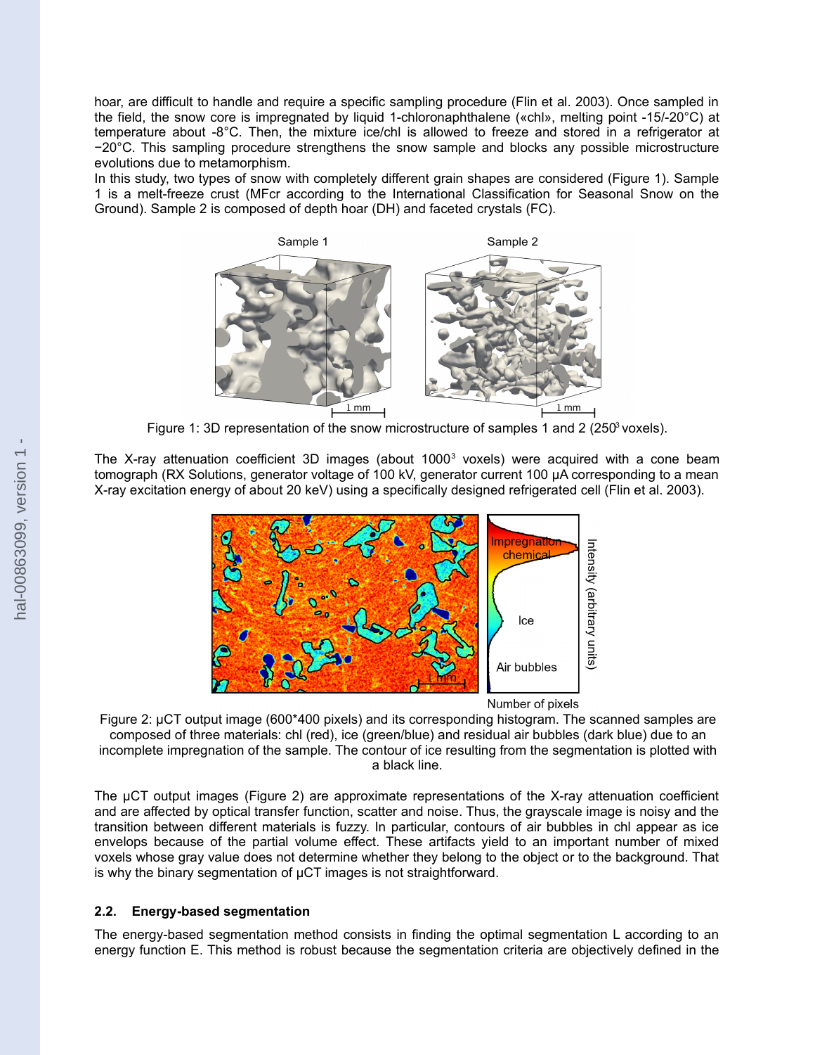hoar, are difficult to handle and require a specific sampling procedure (Flin et al. 2003). Once sampled in the field, the snow core is impregnated by liquid 1-chloronaphthalene («chl», melting point -15/-20°C) at temperature about -8°C. Then, the mixture ice/chl is allowed to freeze and stored in a refrigerator at −20°C. This sampling procedure strengthens the snow sample and blocks any possible microstructure evolutions due to metamorphism.

In this study, two types of snow with completely different grain shapes are considered (Figure 1). Sample 1 is a melt-freeze crust (MFcr according to the International Classification for Seasonal Snow on the Ground). Sample 2 is composed of depth hoar (DH) and faceted crystals (FC).

Figure 1: 3D representation of the snow microstructure of samples 1 and 2 ($250^3$ voxels).

The X-ray attenuation coefficient 3D images (about $1000^3$ voxels) were acquired with a cone beam tomograph (RX Solutions, generator voltage of 100 kV, generator current 100 μA corresponding to a mean X-ray excitation energy of about 20 keV) using a specifically designed refrigerated cell (Flin et al. 2003).

Figure 2: μCT output image (600*400 pixels) and its corresponding histogram. The scanned samples are composed of three materials: chl (red), ice (green/blue) and residual air bubbles (dark blue) due to an incomplete impregnation of the sample. The contour of ice resulting from the segmentation is plotted with a black line.

The μCT output images (Figure 2) are approximate representations of the X-ray attenuation coefficient and are affected by optical transfer function, scatter and noise. Thus, the grayscale image is noisy and the transition between different materials is fuzzy. In particular, contours of air bubbles in chl appear as ice envelops because of the partial volume effect. These artifacts yield to an important number of mixed voxels whose gray value does not determine whether they belong to the object or to the background. That is why the binary segmentation of μCT images is not straightforward.

### 2.2. Energy-based segmentation

The energy-based segmentation method consists in finding the optimal segmentation L according to an energy function E. This method is robust because the segmentation criteria are objectively defined in the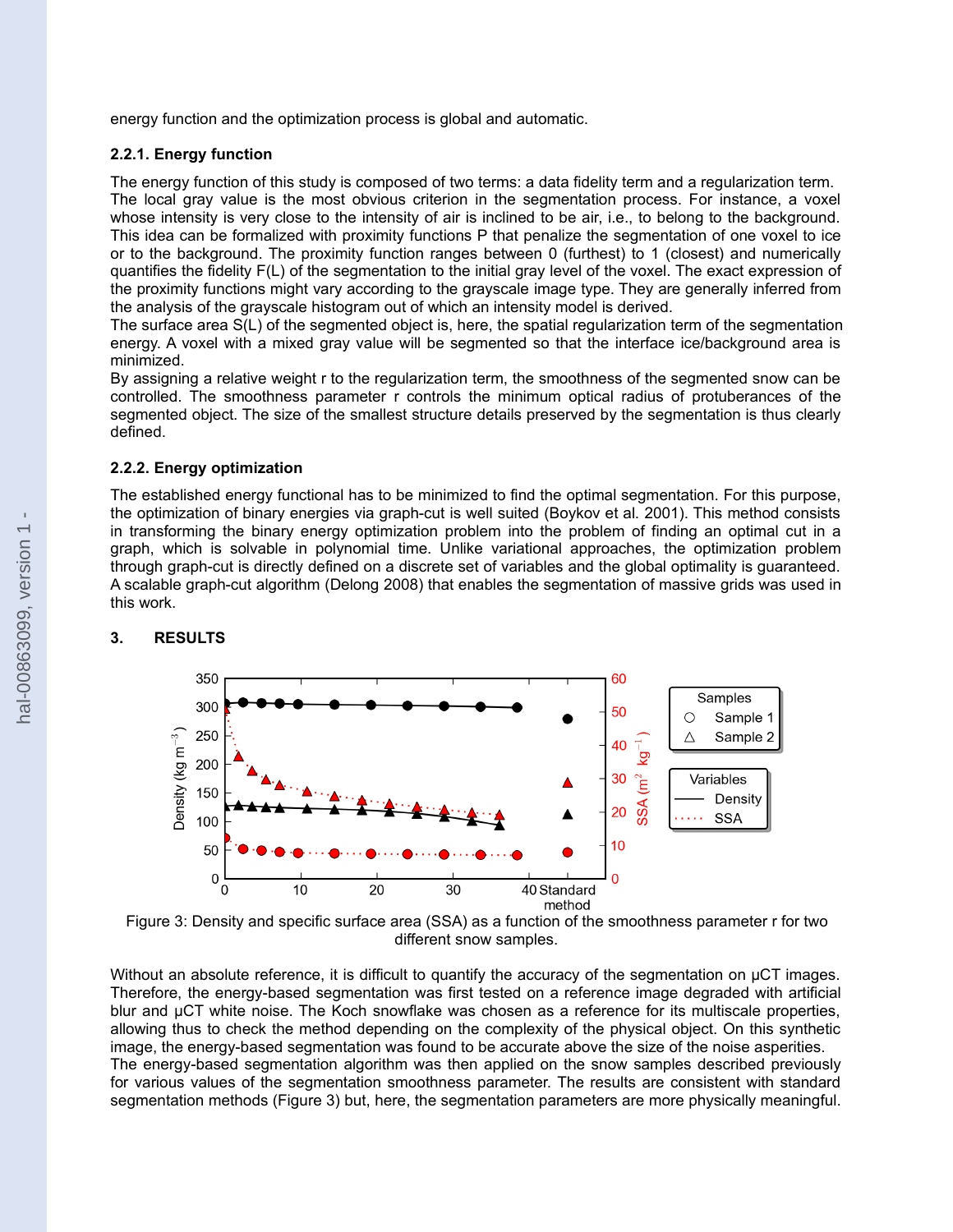energy function and the optimization process is global and automatic.

### 2.2.1. Energy function

The energy function of this study is composed of two terms: a data fidelity term and a regularization term. The local gray value is the most obvious criterion in the segmentation process. For instance, a voxel whose intensity is very close to the intensity of air is inclined to be air, i.e., to belong to the background. This idea can be formalized with proximity functions P that penalize the segmentation of one voxel to ice or to the background. The proximity function ranges between 0 (furthest) to 1 (closest) and numerically quantifies the fidelity F(L) of the segmentation to the initial gray level of the voxel. The exact expression of the proximity functions might vary according to the grayscale image type. They are generally inferred from the analysis of the grayscale histogram out of which an intensity model is derived.
The surface area S(L) of the segmented object is, here, the spatial regularization term of the segmentation energy. A voxel with a mixed gray value will be segmented so that the interface ice/background area is minimized.
By assigning a relative weight r to the regularization term, the smoothness of the segmented snow can be controlled. The smoothness parameter r controls the minimum optical radius of protuberances of the segmented object. The size of the smallest structure details preserved by the segmentation is thus clearly defined.

### 2.2.2. Energy optimization

The established energy functional has to be minimized to find the optimal segmentation. For this purpose, the optimization of binary energies via graph-cut is well suited (Boykov et al. 2001). This method consists in transforming the binary energy optimization problem into the problem of finding an optimal cut in a graph, which is solvable in polynomial time. Unlike variational approaches, the optimization problem through graph-cut is directly defined on a discrete set of variables and the global optimality is guaranteed. A scalable graph-cut algorithm (Delong 2008) that enables the segmentation of massive grids was used in this work.

## 3. RESULTS

Figure 3: Density and specific surface area (SSA) as a function of the smoothness parameter r for two different snow samples.

Without an absolute reference, it is difficult to quantify the accuracy of the segmentation on µCT images. Therefore, the energy-based segmentation was first tested on a reference image degraded with artificial blur and µCT white noise. The Koch snowflake was chosen as a reference for its multiscale properties, allowing thus to check the method depending on the complexity of the physical object. On this synthetic image, the energy-based segmentation was found to be accurate above the size of the noise asperities.
The energy-based segmentation algorithm was then applied on the snow samples described previously for various values of the segmentation smoothness parameter. The results are consistent with standard segmentation methods (Figure 3) but, here, the segmentation parameters are more physically meaningful.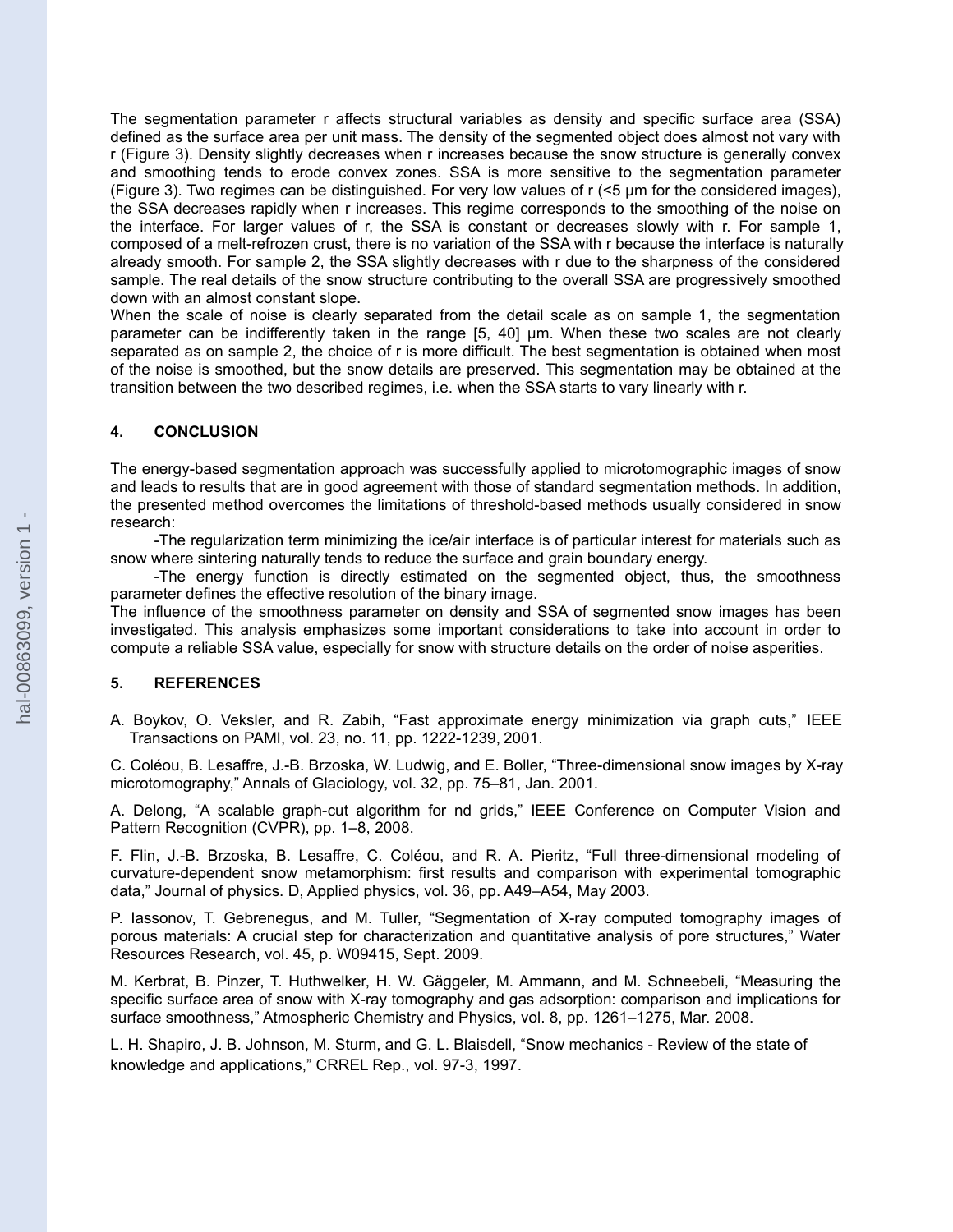The segmentation parameter r affects structural variables as density and specific surface area (SSA) defined as the surface area per unit mass. The density of the segmented object does almost not vary with r (Figure 3). Density slightly decreases when r increases because the snow structure is generally convex and smoothing tends to erode convex zones. SSA is more sensitive to the segmentation parameter (Figure 3). Two regimes can be distinguished. For very low values of r (<5 µm for the considered images), the SSA decreases rapidly when r increases. This regime corresponds to the smoothing of the noise on the interface. For larger values of r, the SSA is constant or decreases slowly with r. For sample 1, composed of a melt-refrozen crust, there is no variation of the SSA with r because the interface is naturally already smooth. For sample 2, the SSA slightly decreases with r due to the sharpness of the considered sample. The real details of the snow structure contributing to the overall SSA are progressively smoothed down with an almost constant slope.
When the scale of noise is clearly separated from the detail scale as on sample 1, the segmentation parameter can be indifferently taken in the range [5, 40] µm. When these two scales are not clearly separated as on sample 2, the choice of r is more difficult. The best segmentation is obtained when most of the noise is smoothed, but the snow details are preserved. This segmentation may be obtained at the transition between the two described regimes, i.e. when the SSA starts to vary linearly with r.

## 4. CONCLUSION

The energy-based segmentation approach was successfully applied to microtomographic images of snow and leads to results that are in good agreement with those of standard segmentation methods. In addition, the presented method overcomes the limitations of threshold-based methods usually considered in snow research:

-The regularization term minimizing the ice/air interface is of particular interest for materials such as snow where sintering naturally tends to reduce the surface and grain boundary energy.

-The energy function is directly estimated on the segmented object, thus, the smoothness parameter defines the effective resolution of the binary image.

The influence of the smoothness parameter on density and SSA of segmented snow images has been investigated. This analysis emphasizes some important considerations to take into account in order to compute a reliable SSA value, especially for snow with structure details on the order of noise asperities.

## 5. REFERENCES

A. Boykov, O. Veksler, and R. Zabih, "Fast approximate energy minimization via graph cuts," IEEE Transactions on PAMI, vol. 23, no. 11, pp. 1222-1239, 2001.

C. Coléou, B. Lesaffre, J.-B. Brzoska, W. Ludwig, and E. Boller, "Three-dimensional snow images by X-ray microtomography," Annals of Glaciology, vol. 32, pp. 75–81, Jan. 2001.

A. Delong, "A scalable graph-cut algorithm for nd grids," IEEE Conference on Computer Vision and Pattern Recognition (CVPR), pp. 1–8, 2008.

F. Flin, J.-B. Brzoska, B. Lesaffre, C. Coléou, and R. A. Pieritz, "Full three-dimensional modeling of curvature-dependent snow metamorphism: first results and comparison with experimental tomographic data," Journal of physics. D, Applied physics, vol. 36, pp. A49–A54, May 2003.

P. Iassonov, T. Gebrenegus, and M. Tuller, "Segmentation of X-ray computed tomography images of porous materials: A crucial step for characterization and quantitative analysis of pore structures," Water Resources Research, vol. 45, p. W09415, Sept. 2009.

M. Kerbrat, B. Pinzer, T. Huthwelker, H. W. Gäggeler, M. Ammann, and M. Schneebeli, "Measuring the specific surface area of snow with X-ray tomography and gas adsorption: comparison and implications for surface smoothness," Atmospheric Chemistry and Physics, vol. 8, pp. 1261–1275, Mar. 2008.

L. H. Shapiro, J. B. Johnson, M. Sturm, and G. L. Blaisdell, "Snow mechanics - Review of the state of knowledge and applications," CRREL Rep., vol. 97-3, 1997.